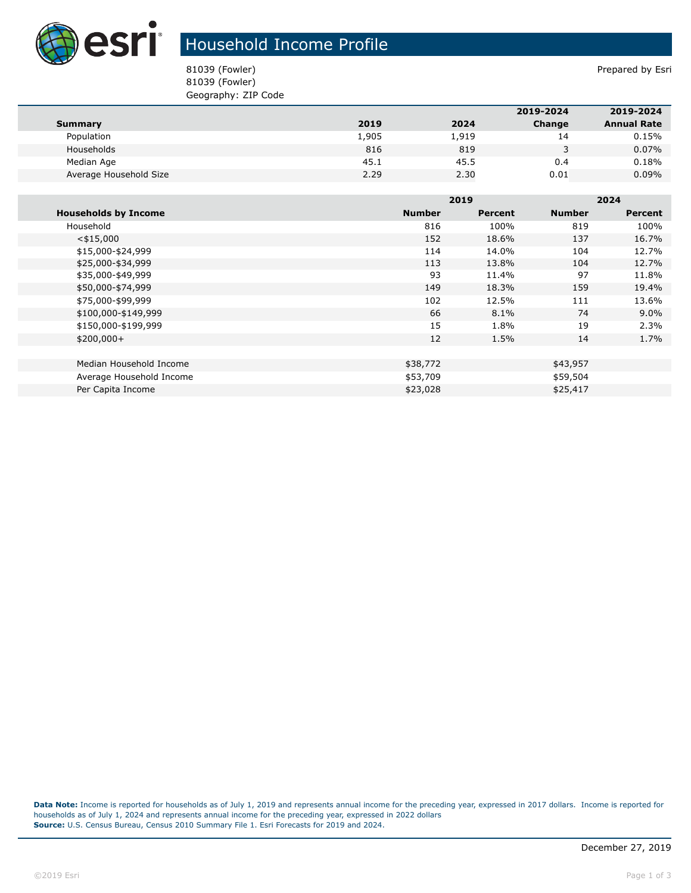# Household Income Profile

81039 (Fowler)
81039 (Fowler)
Geography: ZIP Code

Prepared by Esri

| Summary | 2019 | 2024 | 2019-2024 Change | 2019-2024 Annual Rate |
|---|---|---|---|---|
| Population | 1,905 | 1,919 | 14 | 0.15% |
| Households | 816 | 819 | 3 | 0.07% |
| Median Age | 45.1 | 45.5 | 0.4 | 0.18% |
| Average Household Size | 2.29 | 2.30 | 0.01 | 0.09% |

| | 2019 | | 2024 | |
|---|---|---|---|---|
| **Households by Income** | **Number** | **Percent** | **Number** | **Percent** |
| Household | 816 | 100% | 819 | 100% |
| <$15,000 | 152 | 18.6% | 137 | 16.7% |
| $15,000-$24,999 | 114 | 14.0% | 104 | 12.7% |
| $25,000-$34,999 | 113 | 13.8% | 104 | 12.7% |
| $35,000-$49,999 | 93 | 11.4% | 97 | 11.8% |
| $50,000-$74,999 | 149 | 18.3% | 159 | 19.4% |
| $75,000-$99,999 | 102 | 12.5% | 111 | 13.6% |
| $100,000-$149,999 | 66 | 8.1% | 74 | 9.0% |
| $150,000-$199,999 | 15 | 1.8% | 19 | 2.3% |
| $200,000+ | 12 | 1.5% | 14 | 1.7% |
| | | | | |
| Median Household Income | $38,772 | | $43,957 | |
| Average Household Income | $53,709 | | $59,504 | |
| Per Capita Income | $23,028 | | $25,417 | |

**Data Note:** Income is reported for households as of July 1, 2019 and represents annual income for the preceding year, expressed in 2017 dollars. Income is reported for households as of July 1, 2024 and represents annual income for the preceding year, expressed in 2022 dollars
**Source:** U.S. Census Bureau, Census 2010 Summary File 1. Esri Forecasts for 2019 and 2024.

December 27, 2019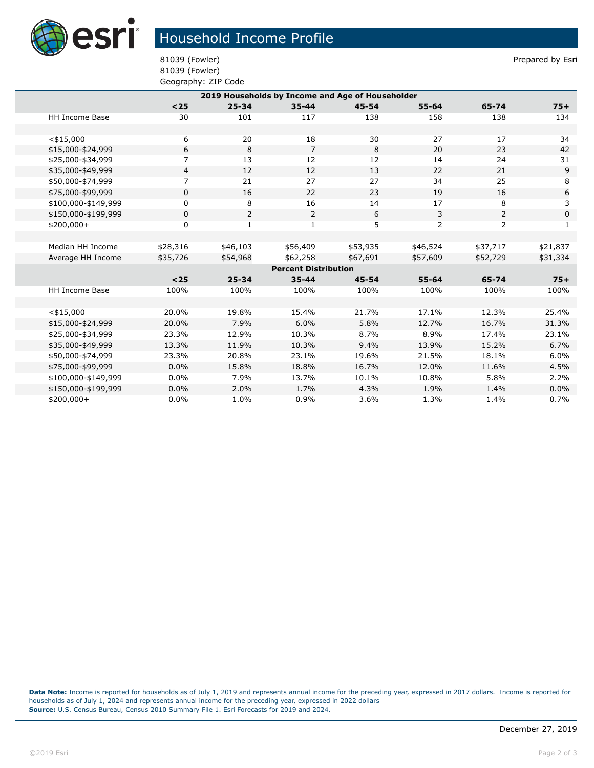# Household Income Profile

81039 (Fowler)
81039 (Fowler)
Geography: ZIP Code

Prepared by Esri

| 2019 Households by Income and Age of Householder | | | | | | | |
|---|---|---|---|---|---|---|---|
| | **<25** | **25-34** | **35-44** | **45-54** | **55-64** | **65-74** | **75+** |
| HH Income Base | 30 | 101 | 117 | 138 | 158 | 138 | 134 |
| | | | | | | | |
| <$15,000 | 6 | 20 | 18 | 30 | 27 | 17 | 34 |
| $15,000-$24,999 | 6 | 8 | 7 | 8 | 20 | 23 | 42 |
| $25,000-$34,999 | 7 | 13 | 12 | 12 | 14 | 24 | 31 |
| $35,000-$49,999 | 4 | 12 | 12 | 13 | 22 | 21 | 9 |
| $50,000-$74,999 | 7 | 21 | 27 | 27 | 34 | 25 | 8 |
| $75,000-$99,999 | 0 | 16 | 22 | 23 | 19 | 16 | 6 |
| $100,000-$149,999 | 0 | 8 | 16 | 14 | 17 | 8 | 3 |
| $150,000-$199,999 | 0 | 2 | 2 | 6 | 3 | 2 | 0 |
| $200,000+ | 0 | 1 | 1 | 5 | 2 | 2 | 1 |
| | | | | | | | |
| Median HH Income | $28,316 | $46,103 | $56,409 | $53,935 | $46,524 | $37,717 | $21,837 |
| Average HH Income | $35,726 | $54,968 | $62,258 | $67,691 | $57,609 | $52,729 | $31,334 |
| **Percent Distribution** | | | | | | | |
| | **<25** | **25-34** | **35-44** | **45-54** | **55-64** | **65-74** | **75+** |
| HH Income Base | 100% | 100% | 100% | 100% | 100% | 100% | 100% |
| | | | | | | | |
| <$15,000 | 20.0% | 19.8% | 15.4% | 21.7% | 17.1% | 12.3% | 25.4% |
| $15,000-$24,999 | 20.0% | 7.9% | 6.0% | 5.8% | 12.7% | 16.7% | 31.3% |
| $25,000-$34,999 | 23.3% | 12.9% | 10.3% | 8.7% | 8.9% | 17.4% | 23.1% |
| $35,000-$49,999 | 13.3% | 11.9% | 10.3% | 9.4% | 13.9% | 15.2% | 6.7% |
| $50,000-$74,999 | 23.3% | 20.8% | 23.1% | 19.6% | 21.5% | 18.1% | 6.0% |
| $75,000-$99,999 | 0.0% | 15.8% | 18.8% | 16.7% | 12.0% | 11.6% | 4.5% |
| $100,000-$149,999 | 0.0% | 7.9% | 13.7% | 10.1% | 10.8% | 5.8% | 2.2% |
| $150,000-$199,999 | 0.0% | 2.0% | 1.7% | 4.3% | 1.9% | 1.4% | 0.0% |
| $200,000+ | 0.0% | 1.0% | 0.9% | 3.6% | 1.3% | 1.4% | 0.7% |

**Data Note:** Income is reported for households as of July 1, 2019 and represents annual income for the preceding year, expressed in 2017 dollars. Income is reported for households as of July 1, 2024 and represents annual income for the preceding year, expressed in 2022 dollars
**Source:** U.S. Census Bureau, Census 2010 Summary File 1. Esri Forecasts for 2019 and 2024.

December 27, 2019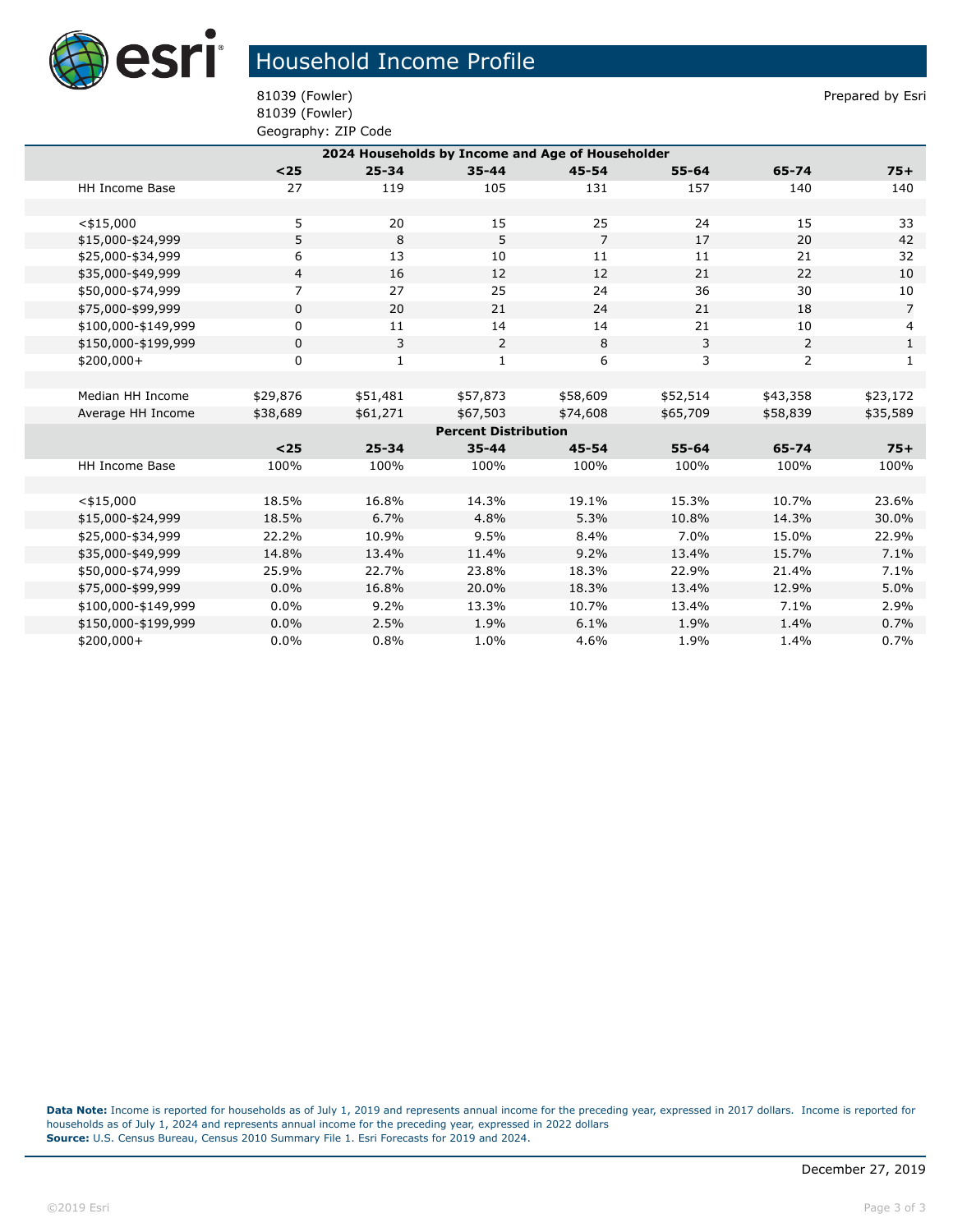# Household Income Profile

81039 (Fowler)
81039 (Fowler)
Geography: ZIP Code

Prepared by Esri

**2024 Households by Income and Age of Householder**

| | <25 | 25-34 | 35-44 | 45-54 | 55-64 | 65-74 | 75+ |
|---|---|---|---|---|---|---|---|
| HH Income Base | 27 | 119 | 105 | 131 | 157 | 140 | 140 |
| | | | | | | | |
| <$15,000 | 5 | 20 | 15 | 25 | 24 | 15 | 33 |
| $15,000-$24,999 | 5 | 8 | 5 | 7 | 17 | 20 | 42 |
| $25,000-$34,999 | 6 | 13 | 10 | 11 | 11 | 21 | 32 |
| $35,000-$49,999 | 4 | 16 | 12 | 12 | 21 | 22 | 10 |
| $50,000-$74,999 | 7 | 27 | 25 | 24 | 36 | 30 | 10 |
| $75,000-$99,999 | 0 | 20 | 21 | 24 | 21 | 18 | 7 |
| $100,000-$149,999 | 0 | 11 | 14 | 14 | 21 | 10 | 4 |
| $150,000-$199,999 | 0 | 3 | 2 | 8 | 3 | 2 | 1 |
| $200,000+ | 0 | 1 | 1 | 6 | 3 | 2 | 1 |
| | | | | | | | |
| Median HH Income | $29,876 | $51,481 | $57,873 | $58,609 | $52,514 | $43,358 | $23,172 |
| Average HH Income | $38,689 | $61,271 | $67,503 | $74,608 | $65,709 | $58,839 | $35,589 |

**Percent Distribution**

| | <25 | 25-34 | 35-44 | 45-54 | 55-64 | 65-74 | 75+ |
|---|---|---|---|---|---|---|---|
| HH Income Base | 100% | 100% | 100% | 100% | 100% | 100% | 100% |
| | | | | | | | |
| <$15,000 | 18.5% | 16.8% | 14.3% | 19.1% | 15.3% | 10.7% | 23.6% |
| $15,000-$24,999 | 18.5% | 6.7% | 4.8% | 5.3% | 10.8% | 14.3% | 30.0% |
| $25,000-$34,999 | 22.2% | 10.9% | 9.5% | 8.4% | 7.0% | 15.0% | 22.9% |
| $35,000-$49,999 | 14.8% | 13.4% | 11.4% | 9.2% | 13.4% | 15.7% | 7.1% |
| $50,000-$74,999 | 25.9% | 22.7% | 23.8% | 18.3% | 22.9% | 21.4% | 7.1% |
| $75,000-$99,999 | 0.0% | 16.8% | 20.0% | 18.3% | 13.4% | 12.9% | 5.0% |
| $100,000-$149,999 | 0.0% | 9.2% | 13.3% | 10.7% | 13.4% | 7.1% | 2.9% |
| $150,000-$199,999 | 0.0% | 2.5% | 1.9% | 6.1% | 1.9% | 1.4% | 0.7% |
| $200,000+ | 0.0% | 0.8% | 1.0% | 4.6% | 1.9% | 1.4% | 0.7% |

**Data Note:** Income is reported for households as of July 1, 2019 and represents annual income for the preceding year, expressed in 2017 dollars. Income is reported for households as of July 1, 2024 and represents annual income for the preceding year, expressed in 2022 dollars
**Source:** U.S. Census Bureau, Census 2010 Summary File 1. Esri Forecasts for 2019 and 2024.

December 27, 2019